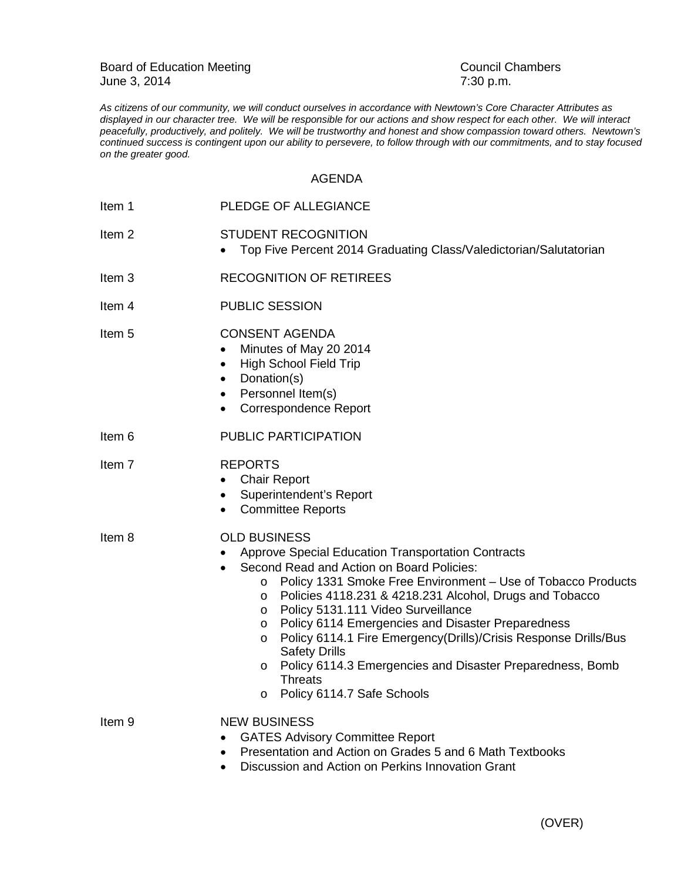Board of Education Meeting  
June 3, 2014

Council Chambers  
7:30 p.m.

*As citizens of our community, we will conduct ourselves in accordance with Newtown's Core Character Attributes as displayed in our character tree. We will be responsible for our actions and show respect for each other. We will interact peacefully, productively, and politely. We will be trustworthy and honest and show compassion toward others. Newtown's continued success is contingent upon our ability to persevere, to follow through with our commitments, and to stay focused on the greater good.*

## AGENDA

**Item 1** PLEDGE OF ALLEGIANCE

**Item 2** STUDENT RECOGNITION
- Top Five Percent 2014 Graduating Class/Valedictorian/Salutatorian

**Item 3** RECOGNITION OF RETIREES

**Item 4** PUBLIC SESSION

**Item 5** CONSENT AGENDA
- Minutes of May 20 2014
- High School Field Trip
- Donation(s)
- Personnel Item(s)
- Correspondence Report

**Item 6** PUBLIC PARTICIPATION

**Item 7** REPORTS
- Chair Report
- Superintendent's Report
- Committee Reports

**Item 8** OLD BUSINESS
- Approve Special Education Transportation Contracts
- Second Read and Action on Board Policies:
  - Policy 1331 Smoke Free Environment – Use of Tobacco Products
  - Policies 4118.231 & 4218.231 Alcohol, Drugs and Tobacco
  - Policy 5131.111 Video Surveillance
  - Policy 6114 Emergencies and Disaster Preparedness
  - Policy 6114.1 Fire Emergency(Drills)/Crisis Response Drills/Bus Safety Drills
  - Policy 6114.3 Emergencies and Disaster Preparedness, Bomb Threats
  - Policy 6114.7 Safe Schools

**Item 9** NEW BUSINESS
- GATES Advisory Committee Report
- Presentation and Action on Grades 5 and 6 Math Textbooks
- Discussion and Action on Perkins Innovation Grant

(OVER)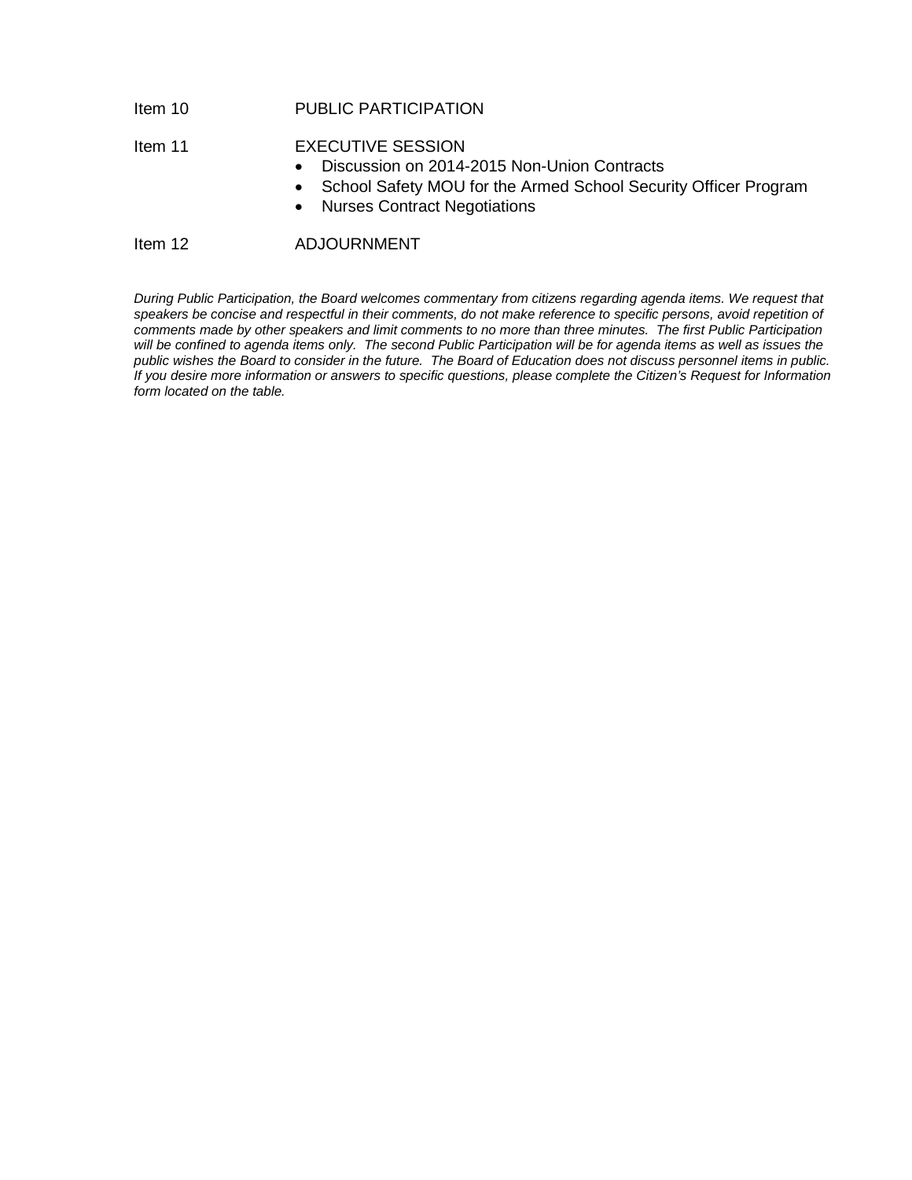Item 10 PUBLIC PARTICIPATION

Item 11 EXECUTIVE SESSION

- Discussion on 2014-2015 Non-Union Contracts
- School Safety MOU for the Armed School Security Officer Program
- Nurses Contract Negotiations

Item 12 ADJOURNMENT

*During Public Participation, the Board welcomes commentary from citizens regarding agenda items. We request that speakers be concise and respectful in their comments, do not make reference to specific persons, avoid repetition of comments made by other speakers and limit comments to no more than three minutes. The first Public Participation will be confined to agenda items only. The second Public Participation will be for agenda items as well as issues the public wishes the Board to consider in the future. The Board of Education does not discuss personnel items in public. If you desire more information or answers to specific questions, please complete the Citizen's Request for Information form located on the table.*